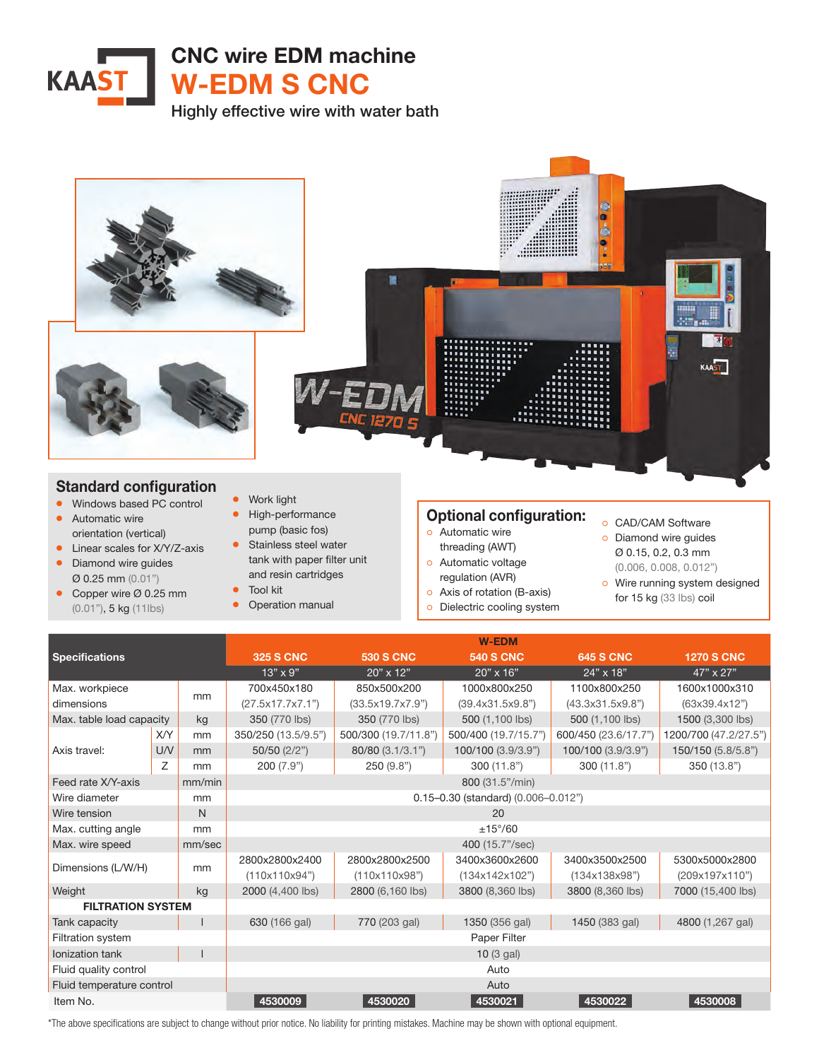# CNC wire EDM machine

## W-EDM S CNC

Highly effective wire with water bath

## Standard configuration

- Windows based PC control
- Automatic wire orientation (vertical)
- Linear scales for X/Y/Z-axis
- Diamond wire guides Ø 0.25 mm (0.01")
- Copper wire Ø 0.25 mm (0.01"), 5 kg (11lbs)
- Work light
- High-performance pump (basic fos)
- Stainless steel water tank with paper filter unit and resin cartridges
- Tool kit
- Operation manual

## Optional configuration:

- Automatic wire threading (AWT)
- Automatic voltage regulation (AVR)
- Axis of rotation (B-axis)
- Dielectric cooling system
- CAD/CAM Software
- Diamond wire guides Ø 0.15, 0.2, 0.3 mm (0.006, 0.008, 0.012")
- Wire running system designed for 15 kg (33 lbs) coil

| Specifications | | | W-EDM | | | | |
|---|---|---|---|---|---|---|---|
| | | | 325 S CNC | 530 S CNC | 540 S CNC | 645 S CNC | 1270 S CNC |
| | | | 13" x 9" | 20" x 12" | 20" x 16" | 24" x 18" | 47" x 27" |
| Max. workpiece dimensions | | mm | 700x450x180 (27.5x17.7x7.1") | 850x500x200 (33.5x19.7x7.9") | 1000x800x250 (39.4x31.5x9.8") | 1100x800x250 (43.3x31.5x9.8") | 1600x1000x310 (63x39.4x12") |
| Max. table load capacity | | kg | 350 (770 lbs) | 350 (770 lbs) | 500 (1,100 lbs) | 500 (1,100 lbs) | 1500 (3,300 lbs) |
| Axis travel: | X/Y | mm | 350/250 (13.5/9.5") | 500/300 (19.7/11.8") | 500/400 (19.7/15.7") | 600/450 (23.6/17.7") | 1200/700 (47.2/27.5") |
| | U/V | mm | 50/50 (2/2") | 80/80 (3.1/3.1") | 100/100 (3.9/3.9") | 100/100 (3.9/3.9") | 150/150 (5.8/5.8") |
| | Z | mm | 200 (7.9") | 250 (9.8") | 300 (11.8") | 300 (11.8") | 350 (13.8") |
| Feed rate X/Y-axis | | mm/min | 800 (31.5"/min) | | | | |
| Wire diameter | | mm | 0.15–0.30 (standard) (0.006–0.012") | | | | |
| Wire tension | | N | 20 | | | | |
| Max. cutting angle | | mm | ±15°/60 | | | | |
| Max. wire speed | | mm/sec | 400 (15.7"/sec) | | | | |
| Dimensions (L/W/H) | | mm | 2800x2800x2400 (110x110x94") | 2800x2800x2500 (110x110x98") | 3400x3600x2600 (134x142x102") | 3400x3500x2500 (134x138x98") | 5300x5000x2800 (209x197x110") |
| Weight | | kg | 2000 (4,400 lbs) | 2800 (6,160 lbs) | 3800 (8,360 lbs) | 3800 (8,360 lbs) | 7000 (15,400 lbs) |
| **FILTRATION SYSTEM** | | | | | | | |
| Tank capacity | | l | 630 (166 gal) | 770 (203 gal) | 1350 (356 gal) | 1450 (383 gal) | 4800 (1,267 gal) |
| Filtration system | | | Paper Filter | | | | |
| Ionization tank | | l | 10 (3 gal) | | | | |
| Fluid quality control | | | Auto | | | | |
| Fluid temperature control | | | Auto | | | | |
| Item No. | | | 4530009 | 4530020 | 4530021 | 4530022 | 4530008 |

*The above specifications are subject to change without prior notice. No liability for printing mistakes. Machine may be shown with optional equipment.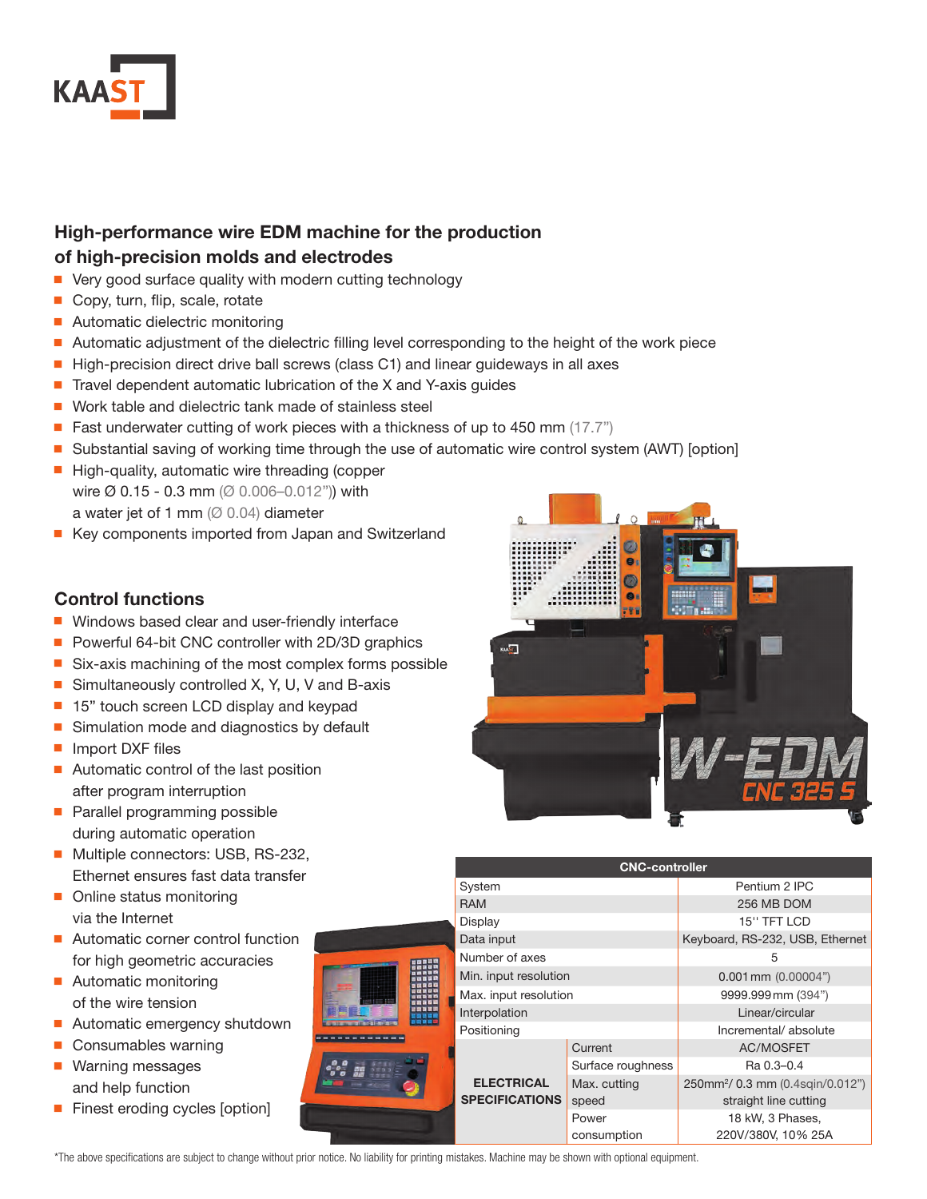## High-performance wire EDM machine for the production of high-precision molds and electrodes

- Very good surface quality with modern cutting technology
- Copy, turn, flip, scale, rotate
- Automatic dielectric monitoring
- Automatic adjustment of the dielectric filling level corresponding to the height of the work piece
- High-precision direct drive ball screws (class C1) and linear guideways in all axes
- Travel dependent automatic lubrication of the X and Y-axis guides
- Work table and dielectric tank made of stainless steel
- Fast underwater cutting of work pieces with a thickness of up to 450 mm (17.7")
- Substantial saving of working time through the use of automatic wire control system (AWT) [option]
- High-quality, automatic wire threading (copper wire Ø 0.15 - 0.3 mm (Ø 0.006–0.012")) with a water jet of 1 mm (Ø 0.04) diameter
- Key components imported from Japan and Switzerland

## Control functions

- Windows based clear and user-friendly interface
- Powerful 64-bit CNC controller with 2D/3D graphics
- Six-axis machining of the most complex forms possible
- Simultaneously controlled X, Y, U, V and B-axis
- 15" touch screen LCD display and keypad
- Simulation mode and diagnostics by default
- Import DXF files
- Automatic control of the last position after program interruption
- Parallel programming possible during automatic operation
- Multiple connectors: USB, RS-232, Ethernet ensures fast data transfer
- Online status monitoring via the Internet
- Automatic corner control function for high geometric accuracies
- Automatic monitoring of the wire tension
- Automatic emergency shutdown
- Consumables warning
- Warning messages and help function
- Finest eroding cycles [option]

| CNC-controller | | |
|---|---|---|
| System | | Pentium 2 IPC |
| RAM | | 256 MB DOM |
| Display | | 15'' TFT LCD |
| Data input | | Keyboard, RS-232, USB, Ethernet |
| Number of axes | | 5 |
| Min. input resolution | | 0.001 mm (0.00004") |
| Max. input resolution | | 9999.999 mm (394") |
| Interpolation | | Linear/circular |
| Positioning | | Incremental/ absolute |
| **ELECTRICAL SPECIFICATIONS** | Current | AC/MOSFET |
| | Surface roughness | Ra 0.3–0.4 |
| | Max. cutting speed | 250mm²/ 0.3 mm (0.4sqin/0.012") straight line cutting |
| | Power consumption | 18 kW, 3 Phases, 220V/380V, 10% 25A |

*The above specifications are subject to change without prior notice. No liability for printing mistakes. Machine may be shown with optional equipment.